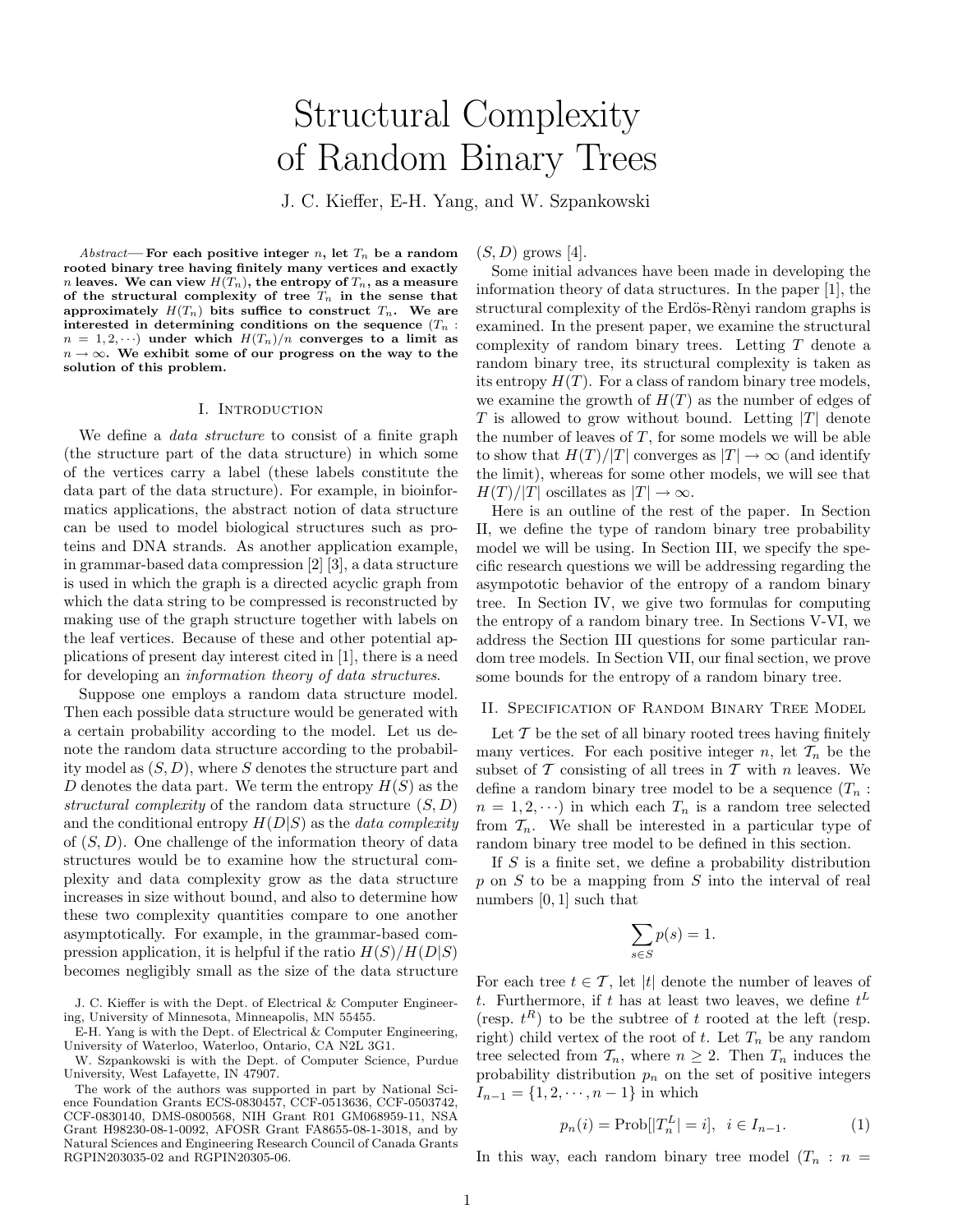# Structural Complexity of Random Binary Trees

J. C. Kieffer, E-H. Yang, and W. Szpankowski

*Abstract*— **For each positive integer $n$, let $T_n$ be a random rooted binary tree having finitely many vertices and exactly $n$ leaves. We can view $H(T_n)$, the entropy of $T_n$, as a measure of the structural complexity of tree $T_n$ in the sense that approximately $H(T_n)$ bits suffice to construct $T_n$. We are interested in determining conditions on the sequence $(T_n : n = 1, 2, \cdots)$ under which $H(T_n)/n$ converges to a limit as $n \to \infty$. We exhibit some of our progress on the way to the solution of this problem.**

## I. Introduction

We define a *data structure* to consist of a finite graph (the structure part of the data structure) in which some of the vertices carry a label (these labels constitute the data part of the data structure). For example, in bioinformatics applications, the abstract notion of data structure can be used to model biological structures such as proteins and DNA strands. As another application example, in grammar-based data compression [2] [3], a data structure is used in which the graph is a directed acyclic graph from which the data string to be compressed is reconstructed by making use of the graph structure together with labels on the leaf vertices. Because of these and other potential applications of present day interest cited in [1], there is a need for developing an *information theory of data structures*.

Suppose one employs a random data structure model. Then each possible data structure would be generated with a certain probability according to the model. Let us denote the random data structure according to the probability model as $(S, D)$, where $S$ denotes the structure part and $D$ denotes the data part. We term the entropy $H(S)$ as the *structural complexity* of the random data structure $(S, D)$ and the conditional entropy $H(D|S)$ as the *data complexity* of $(S, D)$. One challenge of the information theory of data structures would be to examine how the structural complexity and data complexity grow as the data structure increases in size without bound, and also to determine how these two complexity quantities compare to one another asymptotically. For example, in the grammar-based compression application, it is helpful if the ratio $H(S)/H(D|S)$ becomes negligibly small as the size of the data structure $(S, D)$ grows [4].

Some initial advances have been made in developing the information theory of data structures. In the paper [1], the structural complexity of the Erdös-Rènyi random graphs is examined. In the present paper, we examine the structural complexity of random binary trees. Letting $T$ denote a random binary tree, its structural complexity is taken as its entropy $H(T)$. For a class of random binary tree models, we examine the growth of $H(T)$ as the number of edges of $T$ is allowed to grow without bound. Letting $|T|$ denote the number of leaves of $T$, for some models we will be able to show that $H(T)/|T|$ converges as $|T| \to \infty$ (and identify the limit), whereas for some other models, we will see that $H(T)/|T|$ oscillates as $|T| \to \infty$.

Here is an outline of the rest of the paper. In Section II, we define the type of random binary tree probability model we will be using. In Section III, we specify the specific research questions we will be addressing regarding the asympototic behavior of the entropy of a random binary tree. In Section IV, we give two formulas for computing the entropy of a random binary tree. In Sections V-VI, we address the Section III questions for some particular random tree models. In Section VII, our final section, we prove some bounds for the entropy of a random binary tree.

## II. Specification of Random Binary Tree Model

Let $\mathcal{T}$ be the set of all binary rooted trees having finitely many vertices. For each positive integer $n$, let $\mathcal{T}_n$ be the subset of $\mathcal{T}$ consisting of all trees in $\mathcal{T}$ with $n$ leaves. We define a random binary tree model to be a sequence $(T_n : n = 1, 2, \cdots)$ in which each $T_n$ is a random tree selected from $\mathcal{T}_n$. We shall be interested in a particular type of random binary tree model to be defined in this section.

If $S$ is a finite set, we define a probability distribution $p$ on $S$ to be a mapping from $S$ into the interval of real numbers $[0, 1]$ such that

$$\sum_{s \in S} p(s) = 1.$$

For each tree $t \in \mathcal{T}$, let $|t|$ denote the number of leaves of $t$. Furthermore, if $t$ has at least two leaves, we define $t^L$ (resp. $t^R$) to be the subtree of $t$ rooted at the left (resp. right) child vertex of the root of $t$. Let $T_n$ be any random tree selected from $\mathcal{T}_n$, where $n \geq 2$. Then $T_n$ induces the probability distribution $p_n$ on the set of positive integers $I_{n-1} = \{1, 2, \cdots, n-1\}$ in which

$$p_n(i) = \text{Prob}[|T_n^L| = i], \quad i \in I_{n-1}. \tag{1}$$

In this way, each random binary tree model $(T_n : n =$

J. C. Kieffer is with the Dept. of Electrical & Computer Engineering, University of Minnesota, Minneapolis, MN 55455.

E-H. Yang is with the Dept. of Electrical & Computer Engineering, University of Waterloo, Waterloo, Ontario, CA N2L 3G1.

W. Szpankowski is with the Dept. of Computer Science, Purdue University, West Lafayette, IN 47907.

The work of the authors was supported in part by National Science Foundation Grants ECS-0830457, CCF-0513636, CCF-0503742, CCF-0830140, DMS-0800568, NIH Grant R01 GM068959-11, NSA Grant H98230-08-1-0092, AFOSR Grant FA8655-08-1-3018, and by Natural Sciences and Engineering Research Council of Canada Grants RGPIN203035-02 and RGPIN20305-06.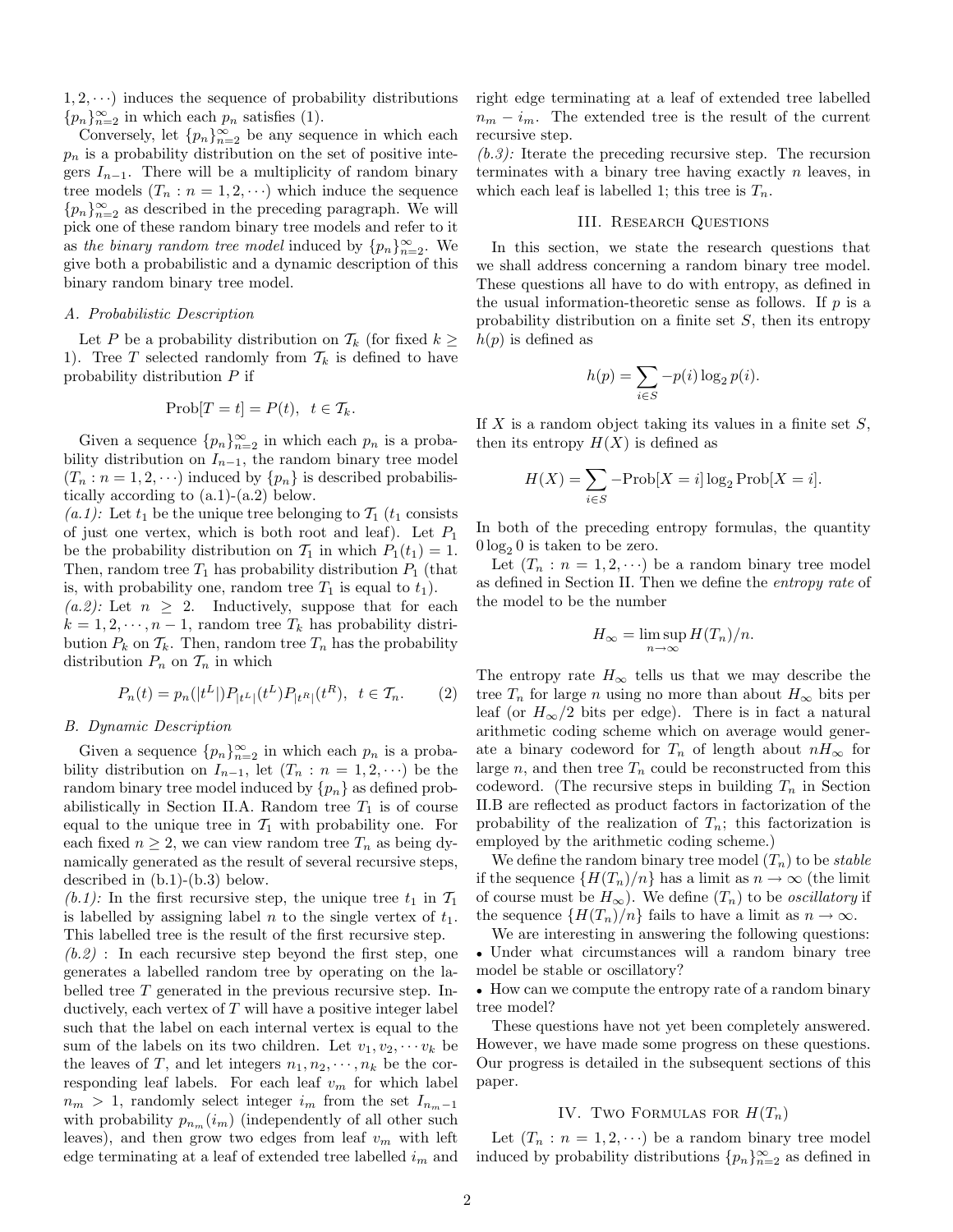$1, 2, \cdots)$ induces the sequence of probability distributions $\{p_n\}_{n=2}^{\infty}$ in which each $p_n$ satisfies (1).

Conversely, let $\{p_n\}_{n=2}^{\infty}$ be any sequence in which each $p_n$ is a probability distribution on the set of positive integers $I_{n-1}$. There will be a multiplicity of random binary tree models $(T_n : n = 1, 2, \cdots)$ which induce the sequence $\{p_n\}_{n=2}^{\infty}$ as described in the preceding paragraph. We will pick one of these random binary tree models and refer to it as *the binary random tree model* induced by $\{p_n\}_{n=2}^{\infty}$. We give both a probabilistic and a dynamic description of this binary random binary tree model.

### A. Probabilistic Description

Let $P$ be a probability distribution on $\mathcal{T}_k$ (for fixed $k \geq 1$). Tree $T$ selected randomly from $\mathcal{T}_k$ is defined to have probability distribution $P$ if

$$\mathrm{Prob}[T = t] = P(t), \ \ t \in \mathcal{T}_k.$$

Given a sequence $\{p_n\}_{n=2}^{\infty}$ in which each $p_n$ is a probability distribution on $I_{n-1}$, the random binary tree model $(T_n : n = 1, 2, \cdots)$ induced by $\{p_n\}$ is described probabilistically according to (a.1)-(a.2) below.

*(a.1):* Let $t_1$ be the unique tree belonging to $\mathcal{T}_1$ ($t_1$ consists of just one vertex, which is both root and leaf). Let $P_1$ be the probability distribution on $\mathcal{T}_1$ in which $P_1(t_1) = 1$. Then, random tree $T_1$ has probability distribution $P_1$ (that is, with probability one, random tree $T_1$ is equal to $t_1$).

*(a.2):* Let $n \geq 2$. Inductively, suppose that for each $k = 1, 2, \cdots, n-1$, random tree $T_k$ has probability distribution $P_k$ on $\mathcal{T}_k$. Then, random tree $T_n$ has the probability distribution $P_n$ on $\mathcal{T}_n$ in which

$$P_n(t) = p_n(|t^L|)P_{|t^L|}(t^L)P_{|t^R|}(t^R), \ \ t \in \mathcal{T}_n. \qquad (2)$$

### B. Dynamic Description

Given a sequence $\{p_n\}_{n=2}^{\infty}$ in which each $p_n$ is a probability distribution on $I_{n-1}$, let $(T_n : n = 1, 2, \cdots)$ be the random binary tree model induced by $\{p_n\}$ as defined probabilistically in Section II.A. Random tree $T_1$ is of course equal to the unique tree in $\mathcal{T}_1$ with probability one. For each fixed $n \geq 2$, we can view random tree $T_n$ as being dynamically generated as the result of several recursive steps, described in (b.1)-(b.3) below.

*(b.1):* In the first recursive step, the unique tree $t_1$ in $\mathcal{T}_1$ is labelled by assigning label $n$ to the single vertex of $t_1$. This labelled tree is the result of the first recursive step.

*(b.2)* : In each recursive step beyond the first step, one generates a labelled random tree by operating on the labelled tree $T$ generated in the previous recursive step. Inductively, each vertex of $T$ will have a positive integer label such that the label on each internal vertex is equal to the sum of the labels on its two children. Let $v_1, v_2, \cdots v_k$ be the leaves of $T$, and let integers $n_1, n_2, \cdots, n_k$ be the corresponding leaf labels. For each leaf $v_m$ for which label $n_m > 1$, randomly select integer $i_m$ from the set $I_{n_m-1}$ with probability $p_{n_m}(i_m)$ (independently of all other such leaves), and then grow two edges from leaf $v_m$ with left edge terminating at a leaf of extended tree labelled $i_m$ and right edge terminating at a leaf of extended tree labelled $n_m - i_m$. The extended tree is the result of the current recursive step.

*(b.3):* Iterate the preceding recursive step. The recursion terminates with a binary tree having exactly $n$ leaves, in which each leaf is labelled 1; this tree is $T_n$.

## III. Research Questions

In this section, we state the research questions that we shall address concerning a random binary tree model. These questions all have to do with entropy, as defined in the usual information-theoretic sense as follows. If $p$ is a probability distribution on a finite set $S$, then its entropy $h(p)$ is defined as

$$h(p) = \sum_{i \in S} -p(i) \log_2 p(i).$$

If $X$ is a random object taking its values in a finite set $S$, then its entropy $H(X)$ is defined as

$$H(X) = \sum_{i \in S} -\mathrm{Prob}[X = i] \log_2 \mathrm{Prob}[X = i].$$

In both of the preceding entropy formulas, the quantity $0 \log_2 0$ is taken to be zero.

Let $(T_n : n = 1, 2, \cdots)$ be a random binary tree model as defined in Section II. Then we define the *entropy rate* of the model to be the number

$$H_\infty = \limsup_{n \to \infty} H(T_n)/n.$$

The entropy rate $H_\infty$ tells us that we may describe the tree $T_n$ for large $n$ using no more than about $H_\infty$ bits per leaf (or $H_\infty/2$ bits per edge). There is in fact a natural arithmetic coding scheme which on average would generate a binary codeword for $T_n$ of length about $nH_\infty$ for large $n$, and then tree $T_n$ could be reconstructed from this codeword. (The recursive steps in building $T_n$ in Section II.B are reflected as product factors in factorization of the probability of the realization of $T_n$; this factorization is employed by the arithmetic coding scheme.)

We define the random binary tree model $(T_n)$ to be *stable* if the sequence $\{H(T_n)/n\}$ has a limit as $n \to \infty$ (the limit of course must be $H_\infty$). We define $(T_n)$ to be *oscillatory* if the sequence $\{H(T_n)/n\}$ fails to have a limit as $n \to \infty$.

We are interesting in answering the following questions:

- Under what circumstances will a random binary tree model be stable or oscillatory?
- How can we compute the entropy rate of a random binary tree model?

These questions have not yet been completely answered. However, we have made some progress on these questions. Our progress is detailed in the subsequent sections of this paper.

## IV. Two Formulas for $H(T_n)$

Let $(T_n : n = 1, 2, \cdots)$ be a random binary tree model induced by probability distributions $\{p_n\}_{n=2}^{\infty}$ as defined in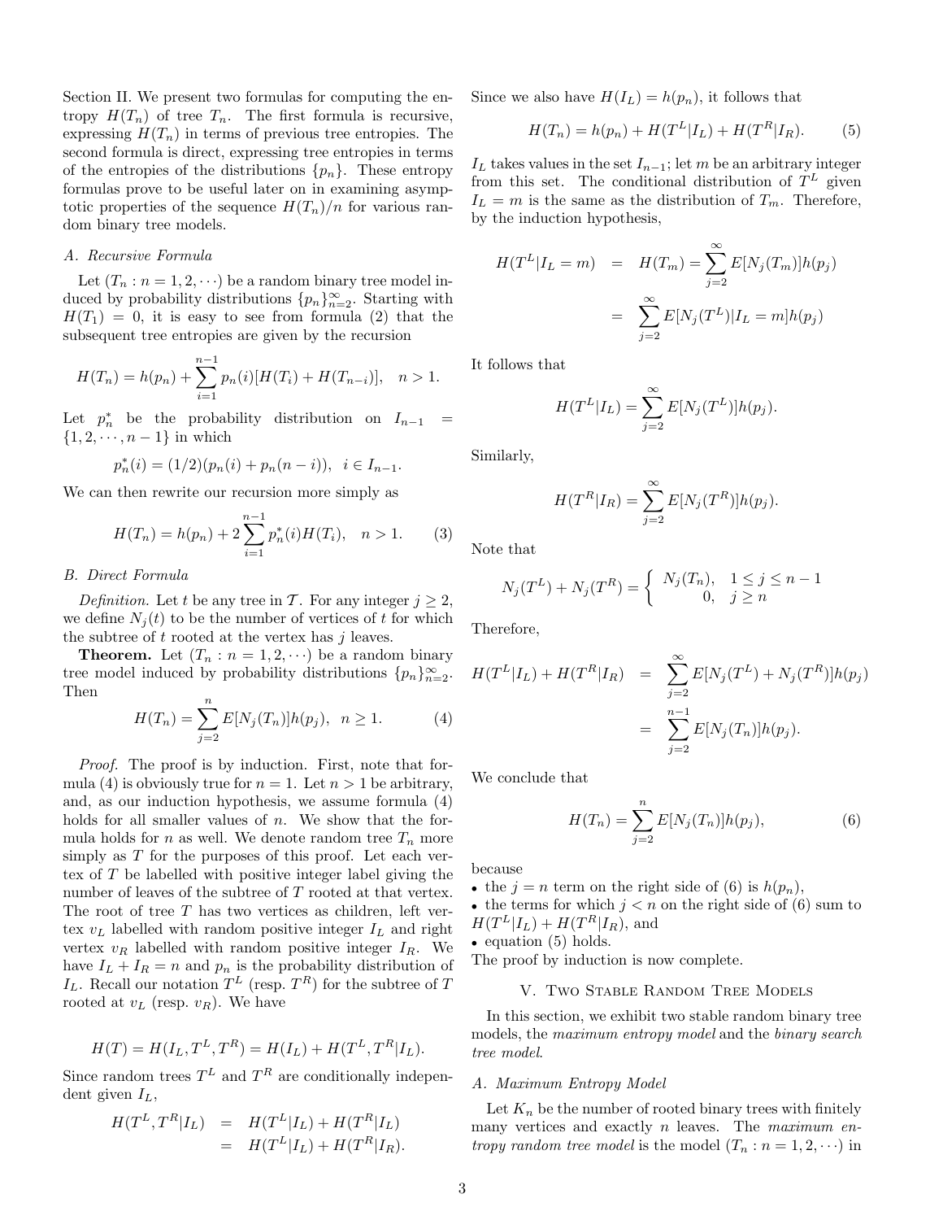Section II. We present two formulas for computing the entropy $H(T_n)$ of tree $T_n$. The first formula is recursive, expressing $H(T_n)$ in terms of previous tree entropies. The second formula is direct, expressing tree entropies in terms of the entropies of the distributions $\{p_n\}$. These entropy formulas prove to be useful later on in examining asymptotic properties of the sequence $H(T_n)/n$ for various random binary tree models.

### A. Recursive Formula

Let $(T_n : n = 1, 2, \cdots)$ be a random binary tree model induced by probability distributions $\{p_n\}_{n=2}^{\infty}$. Starting with $H(T_1) = 0$, it is easy to see from formula (2) that the subsequent tree entropies are given by the recursion

$$H(T_n) = h(p_n) + \sum_{i=1}^{n-1} p_n(i)[H(T_i) + H(T_{n-i})], \quad n > 1.$$

Let $p_n^*$ be the probability distribution on $I_{n-1} = \{1, 2, \cdots, n-1\}$ in which

$$p_n^*(i) = (1/2)(p_n(i) + p_n(n-i)), \quad i \in I_{n-1}.$$

We can then rewrite our recursion more simply as

$$H(T_n) = h(p_n) + 2\sum_{i=1}^{n-1} p_n^*(i)H(T_i), \quad n > 1. \qquad (3)$$

### B. Direct Formula

*Definition.* Let $t$ be any tree in $\mathcal{T}$. For any integer $j \geq 2$, we define $N_j(t)$ to be the number of vertices of $t$ for which the subtree of $t$ rooted at the vertex has $j$ leaves.

**Theorem.** Let $(T_n : n = 1, 2, \cdots)$ be a random binary tree model induced by probability distributions $\{p_n\}_{n=2}^{\infty}$. Then

$$H(T_n) = \sum_{j=2}^{n} E[N_j(T_n)]h(p_j), \quad n \geq 1. \qquad (4)$$

*Proof.* The proof is by induction. First, note that formula (4) is obviously true for $n = 1$. Let $n > 1$ be arbitrary, and, as our induction hypothesis, we assume formula (4) holds for all smaller values of $n$. We show that the formula holds for $n$ as well. We denote random tree $T_n$ more simply as $T$ for the purposes of this proof. Let each vertex of $T$ be labelled with positive integer label giving the number of leaves of the subtree of $T$ rooted at that vertex. The root of tree $T$ has two vertices as children, left vertex $v_L$ labelled with random positive integer $I_L$ and right vertex $v_R$ labelled with random positive integer $I_R$. We have $I_L + I_R = n$ and $p_n$ is the probability distribution of $I_L$. Recall our notation $T^L$ (resp. $T^R$) for the subtree of $T$ rooted at $v_L$ (resp. $v_R$). We have

$$H(T) = H(I_L, T^L, T^R) = H(I_L) + H(T^L, T^R|I_L).$$

Since random trees $T^L$ and $T^R$ are conditionally independent given $I_L$,

$$\begin{aligned} H(T^L, T^R|I_L) &= H(T^L|I_L) + H(T^R|I_L) \\ &= H(T^L|I_L) + H(T^R|I_R). \end{aligned}$$

Since we also have $H(I_L) = h(p_n)$, it follows that

$$H(T_n) = h(p_n) + H(T^L|I_L) + H(T^R|I_R). \qquad (5)$$

$I_L$ takes values in the set $I_{n-1}$; let $m$ be an arbitrary integer from this set. The conditional distribution of $T^L$ given $I_L = m$ is the same as the distribution of $T_m$. Therefore, by the induction hypothesis,

$$\begin{aligned} H(T^L|I_L = m) &= H(T_m) = \sum_{j=2}^{\infty} E[N_j(T_m)]h(p_j) \\ &= \sum_{j=2}^{\infty} E[N_j(T^L)|I_L = m]h(p_j) \end{aligned}$$

It follows that

$$H(T^L|I_L) = \sum_{j=2}^{\infty} E[N_j(T^L)]h(p_j).$$

Similarly,

$$H(T^R|I_R) = \sum_{j=2}^{\infty} E[N_j(T^R)]h(p_j).$$

Note that

$$N_j(T^L) + N_j(T^R) = \begin{cases} N_j(T_n), & 1 \leq j \leq n-1 \\ 0, & j \geq n \end{cases}$$

Therefore,

$$\begin{aligned} H(T^L|I_L) + H(T^R|I_R) &= \sum_{j=2}^{\infty} E[N_j(T^L) + N_j(T^R)]h(p_j) \\ &= \sum_{j=2}^{n-1} E[N_j(T_n)]h(p_j). \end{aligned}$$

We conclude that

$$H(T_n) = \sum_{j=2}^{n} E[N_j(T_n)]h(p_j), \qquad (6)$$

because

- the $j = n$ term on the right side of (6) is $h(p_n)$,
- the terms for which $j < n$ on the right side of (6) sum to $H(T^L|I_L) + H(T^R|I_R)$, and
- equation (5) holds.

The proof by induction is now complete.

## V. Two Stable Random Tree Models

In this section, we exhibit two stable random binary tree models, the *maximum entropy model* and the *binary search tree model*.

### A. Maximum Entropy Model

Let $K_n$ be the number of rooted binary trees with finitely many vertices and exactly $n$ leaves. The *maximum entropy random tree model* is the model $(T_n : n = 1, 2, \cdots)$ in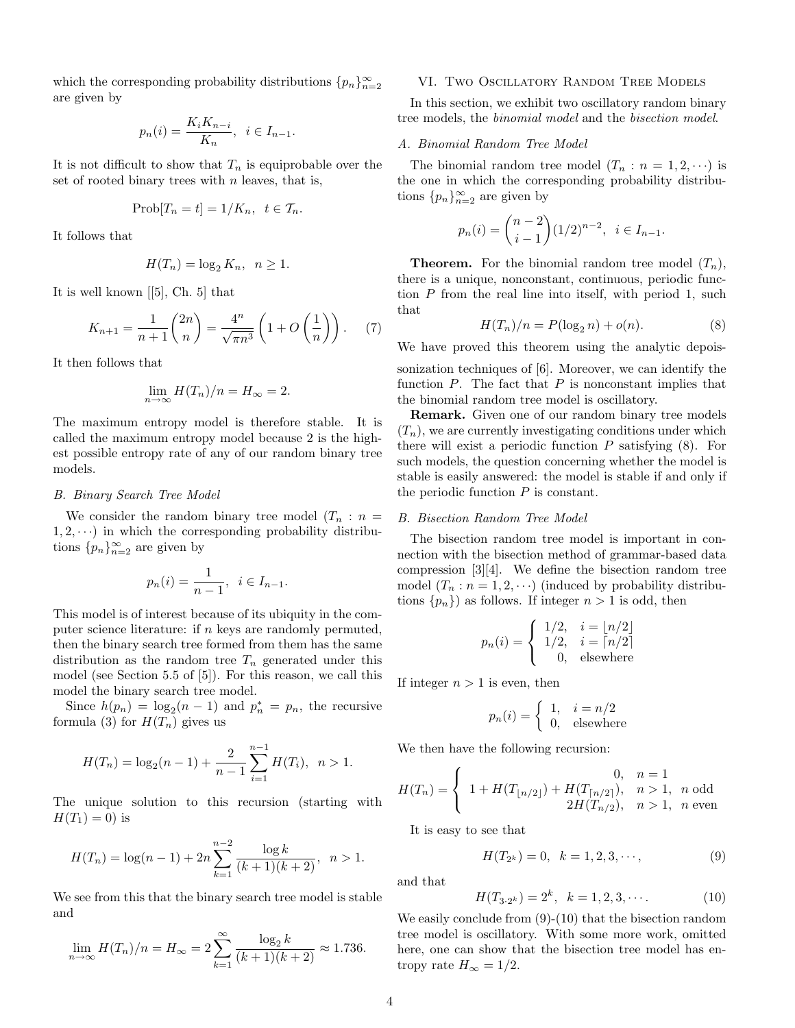which the corresponding probability distributions $\{p_n\}_{n=2}^{\infty}$ are given by

$$p_n(i) = \frac{K_i K_{n-i}}{K_n}, \;\; i \in I_{n-1}.$$

It is not difficult to show that $T_n$ is equiprobable over the set of rooted binary trees with $n$ leaves, that is,

$$\text{Prob}[T_n = t] = 1/K_n, \;\; t \in \mathcal{T}_n.$$

It follows that

$$H(T_n) = \log_2 K_n, \;\; n \geq 1.$$

It is well known [[5], Ch. 5] that

$$K_{n+1} = \frac{1}{n+1}\binom{2n}{n} = \frac{4^n}{\sqrt{\pi n^3}}\left(1 + O\left(\frac{1}{n}\right)\right). \tag{7}$$

It then follows that

$$\lim_{n\to\infty} H(T_n)/n = H_\infty = 2.$$

The maximum entropy model is therefore stable. It is called the maximum entropy model because 2 is the highest possible entropy rate of any of our random binary tree models.

### B. Binary Search Tree Model

We consider the random binary tree model $(T_n : n = 1, 2, \cdots)$ in which the corresponding probability distributions $\{p_n\}_{n=2}^{\infty}$ are given by

$$p_n(i) = \frac{1}{n-1}, \;\; i \in I_{n-1}.$$

This model is of interest because of its ubiquity in the computer science literature: if $n$ keys are randomly permuted, then the binary search tree formed from them has the same distribution as the random tree $T_n$ generated under this model (see Section 5.5 of [5]). For this reason, we call this model the binary search tree model.

Since $h(p_n) = \log_2(n-1)$ and $p_n^* = p_n$, the recursive formula (3) for $H(T_n)$ gives us

$$H(T_n) = \log_2(n-1) + \frac{2}{n-1}\sum_{i=1}^{n-1} H(T_i), \;\; n > 1.$$

The unique solution to this recursion (starting with $H(T_1) = 0$) is

$$H(T_n) = \log(n-1) + 2n\sum_{k=1}^{n-2}\frac{\log k}{(k+1)(k+2)}, \;\; n > 1.$$

We see from this that the binary search tree model is stable and

$$\lim_{n\to\infty} H(T_n)/n = H_\infty = 2\sum_{k=1}^{\infty}\frac{\log_2 k}{(k+1)(k+2)} \approx 1.736.$$

## VI. Two Oscillatory Random Tree Models

In this section, we exhibit two oscillatory random binary tree models, the *binomial model* and the *bisection model*.

### A. Binomial Random Tree Model

The binomial random tree model $(T_n : n = 1, 2, \cdots)$ is the one in which the corresponding probability distributions $\{p_n\}_{n=2}^{\infty}$ are given by

$$p_n(i) = \binom{n-2}{i-1}(1/2)^{n-2}, \;\; i \in I_{n-1}.$$

**Theorem.** For the binomial random tree model $(T_n)$, there is a unique, nonconstant, continuous, periodic function $P$ from the real line into itself, with period 1, such that

$$H(T_n)/n = P(\log_2 n) + o(n). \tag{8}$$

We have proved this theorem using the analytic depoissonization techniques of [6]. Moreover, we can identify the function $P$. The fact that $P$ is nonconstant implies that the binomial random tree model is oscillatory.

**Remark.** Given one of our random binary tree models $(T_n)$, we are currently investigating conditions under which there will exist a periodic function $P$ satisfying (8). For such models, the question concerning whether the model is stable is easily answered: the model is stable if and only if the periodic function $P$ is constant.

### B. Bisection Random Tree Model

The bisection random tree model is important in connection with the bisection method of grammar-based data compression [3][4]. We define the bisection random tree model $(T_n : n = 1, 2, \cdots)$ (induced by probability distributions $\{p_n\}$) as follows. If integer $n > 1$ is odd, then

$$p_n(i) = \begin{cases} 1/2, & i = \lfloor n/2 \rfloor \\ 1/2, & i = \lceil n/2 \rceil \\ 0, & \text{elsewhere} \end{cases}$$

If integer $n > 1$ is even, then

$$p_n(i) = \begin{cases} 1, & i = n/2 \\ 0, & \text{elsewhere} \end{cases}$$

We then have the following recursion:

$$H(T_n) = \begin{cases} 0, & n = 1 \\ 1 + H(T_{\lfloor n/2 \rfloor}) + H(T_{\lceil n/2 \rceil}), & n > 1, \;\; n \text{ odd} \\ 2H(T_{n/2}), & n > 1, \;\; n \text{ even} \end{cases}$$

It is easy to see that

$$H(T_{2^k}) = 0, \;\; k = 1, 2, 3, \cdots, \tag{9}$$

and that

$$H(T_{3\cdot 2^k}) = 2^k, \;\; k = 1, 2, 3, \cdots. \tag{10}$$

We easily conclude from (9)-(10) that the bisection random tree model is oscillatory. With some more work, omitted here, one can show that the bisection tree model has entropy rate $H_\infty = 1/2$.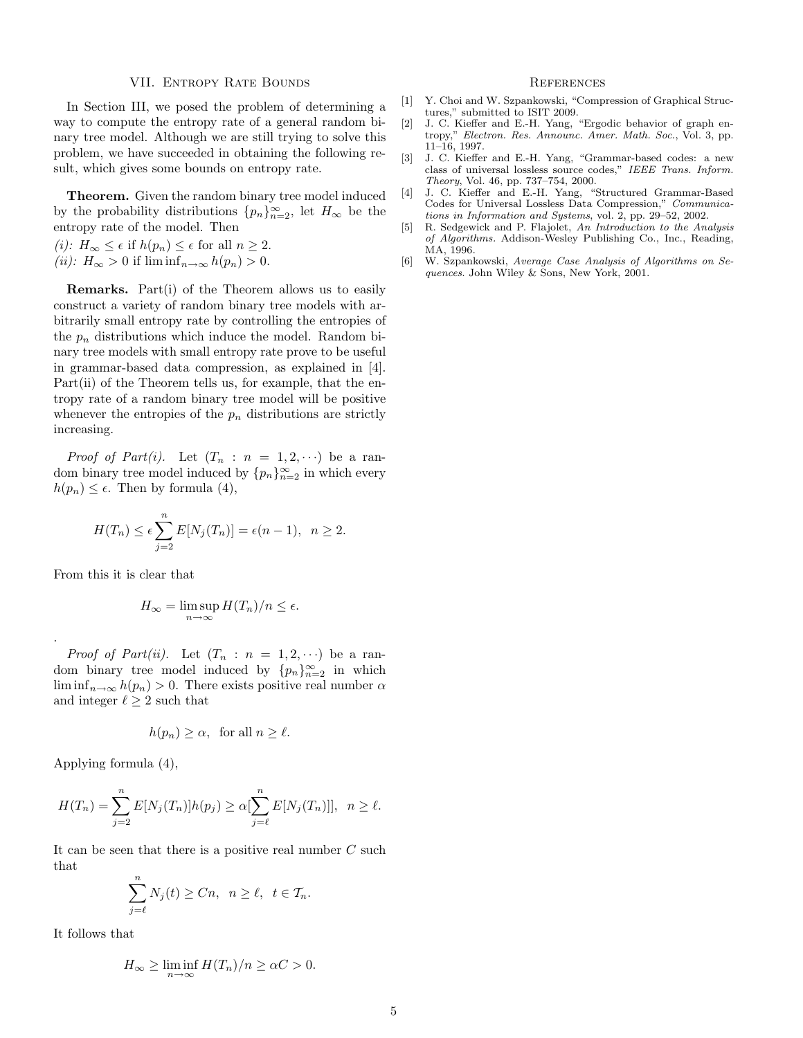## VII. Entropy Rate Bounds

In Section III, we posed the problem of determining a way to compute the entropy rate of a general random binary tree model. Although we are still trying to solve this problem, we have succeeded in obtaining the following result, which gives some bounds on entropy rate.

**Theorem.** Given the random binary tree model induced by the probability distributions $\{p_n\}_{n=2}^{\infty}$, let $H_\infty$ be the entropy rate of the model. Then

*(i):* $H_\infty \leq \epsilon$ if $h(p_n) \leq \epsilon$ for all $n \geq 2$.

*(ii):* $H_\infty > 0$ if $\liminf_{n\to\infty} h(p_n) > 0$.

**Remarks.** Part(i) of the Theorem allows us to easily construct a variety of random binary tree models with arbitrarily small entropy rate by controlling the entropies of the $p_n$ distributions which induce the model. Random binary tree models with small entropy rate prove to be useful in grammar-based data compression, as explained in [4]. Part(ii) of the Theorem tells us, for example, that the entropy rate of a random binary tree model will be positive whenever the entropies of the $p_n$ distributions are strictly increasing.

*Proof of Part(i).* Let $(T_n : n = 1, 2, \cdots)$ be a random binary tree model induced by $\{p_n\}_{n=2}^{\infty}$ in which every $h(p_n) \leq \epsilon$. Then by formula (4),

$$H(T_n) \leq \epsilon \sum_{j=2}^{n} E[N_j(T_n)] = \epsilon(n-1), \ \ n \geq 2.$$

From this it is clear that

$$H_\infty = \limsup_{n\to\infty} H(T_n)/n \leq \epsilon.$$

.

*Proof of Part(ii).* Let $(T_n : n = 1, 2, \cdots)$ be a random binary tree model induced by $\{p_n\}_{n=2}^{\infty}$ in which $\liminf_{n\to\infty} h(p_n) > 0$. There exists positive real number $\alpha$ and integer $\ell \geq 2$ such that

$$h(p_n) \geq \alpha, \ \ \text{for all } n \geq \ell.$$

Applying formula (4),

$$H(T_n) = \sum_{j=2}^{n} E[N_j(T_n)]h(p_j) \geq \alpha[\sum_{j=\ell}^{n} E[N_j(T_n)]], \ \ n \geq \ell.$$

It can be seen that there is a positive real number $C$ such that

$$\sum_{j=\ell}^{n} N_j(t) \geq Cn, \ \ n \geq \ell, \ \ t \in \mathcal{T}_n.$$

It follows that

$$H_\infty \geq \liminf_{n\to\infty} H(T_n)/n \geq \alpha C > 0.$$

## References

[1] Y. Choi and W. Szpankowski, "Compression of Graphical Structures," submitted to ISIT 2009.

[2] J. C. Kieffer and E.-H. Yang, "Ergodic behavior of graph entropy," *Electron. Res. Announc. Amer. Math. Soc.*, Vol. 3, pp. 11–16, 1997.

[3] J. C. Kieffer and E.-H. Yang, "Grammar-based codes: a new class of universal lossless source codes," *IEEE Trans. Inform. Theory*, Vol. 46, pp. 737–754, 2000.

[4] J. C. Kieffer and E.-H. Yang, "Structured Grammar-Based Codes for Universal Lossless Data Compression," *Communications in Information and Systems*, vol. 2, pp. 29–52, 2002.

[5] R. Sedgewick and P. Flajolet, *An Introduction to the Analysis of Algorithms.* Addison-Wesley Publishing Co., Inc., Reading, MA, 1996.

[6] W. Szpankowski, *Average Case Analysis of Algorithms on Sequences.* John Wiley & Sons, New York, 2001.